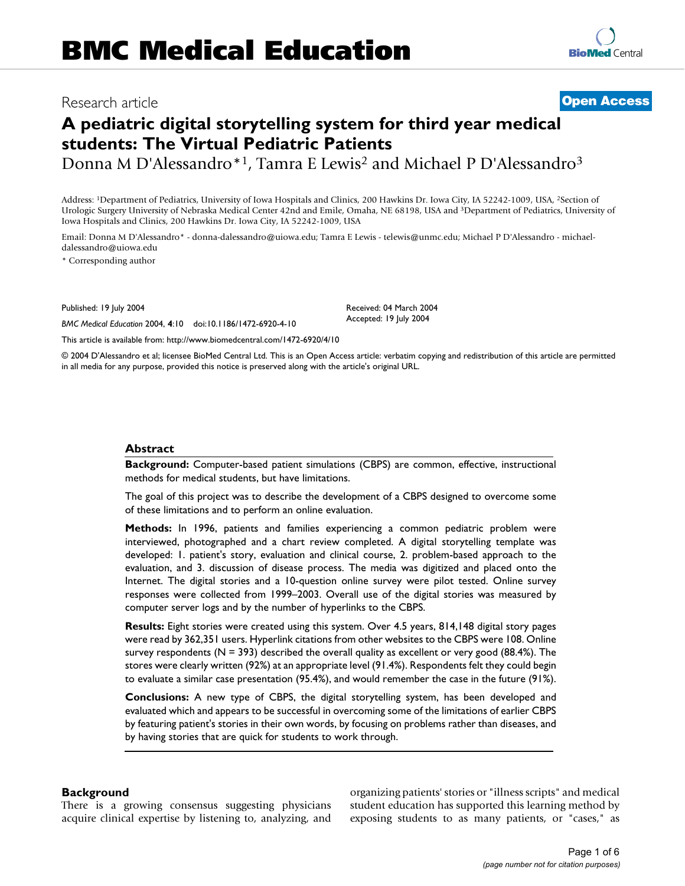# BMC Medical Education

Research article

**Open Access**

# A pediatric digital storytelling system for third year medical students: The Virtual Pediatric Patients

Donna M D'Alessandro*[1], Tamra E Lewis[2] and Michael P D'Alessandro[3]

Address: [1]Department of Pediatrics, University of Iowa Hospitals and Clinics, 200 Hawkins Dr. Iowa City, IA 52242-1009, USA, [2]Section of Urologic Surgery University of Nebraska Medical Center 42nd and Emile, Omaha, NE 68198, USA and [3]Department of Pediatrics, University of Iowa Hospitals and Clinics, 200 Hawkins Dr. Iowa City, IA 52242-1009, USA

Email: Donna M D'Alessandro* - donna-dalessandro@uiowa.edu; Tamra E Lewis - telewis@unmc.edu; Michael P D'Alessandro - michael-dalessandro@uiowa.edu

* Corresponding author

Published: 19 July 2004

*BMC Medical Education* 2004, **4**:10 doi:10.1186/1472-6920-4-10

Received: 04 March 2004
Accepted: 19 July 2004

This article is available from: http://www.biomedcentral.com/1472-6920/4/10

© 2004 D'Alessandro et al; licensee BioMed Central Ltd. This is an Open Access article: verbatim copying and redistribution of this article are permitted in all media for any purpose, provided this notice is preserved along with the article's original URL.

## Abstract

**Background:** Computer-based patient simulations (CBPS) are common, effective, instructional methods for medical students, but have limitations.

The goal of this project was to describe the development of a CBPS designed to overcome some of these limitations and to perform an online evaluation.

**Methods:** In 1996, patients and families experiencing a common pediatric problem were interviewed, photographed and a chart review completed. A digital storytelling template was developed: 1. patient's story, evaluation and clinical course, 2. problem-based approach to the evaluation, and 3. discussion of disease process. The media was digitized and placed onto the Internet. The digital stories and a 10-question online survey were pilot tested. Online survey responses were collected from 1999–2003. Overall use of the digital stories was measured by computer server logs and by the number of hyperlinks to the CBPS.

**Results:** Eight stories were created using this system. Over 4.5 years, 814,148 digital story pages were read by 362,351 users. Hyperlink citations from other websites to the CBPS were 108. Online survey respondents (N = 393) described the overall quality as excellent or very good (88.4%). The stores were clearly written (92%) at an appropriate level (91.4%). Respondents felt they could begin to evaluate a similar case presentation (95.4%), and would remember the case in the future (91%).

**Conclusions:** A new type of CBPS, the digital storytelling system, has been developed and evaluated which and appears to be successful in overcoming some of the limitations of earlier CBPS by featuring patient's stories in their own words, by focusing on problems rather than diseases, and by having stories that are quick for students to work through.

## Background

There is a growing consensus suggesting physicians acquire clinical expertise by listening to, analyzing, and organizing patients' stories or "illness scripts" and medical student education has supported this learning method by exposing students to as many patients, or "cases," as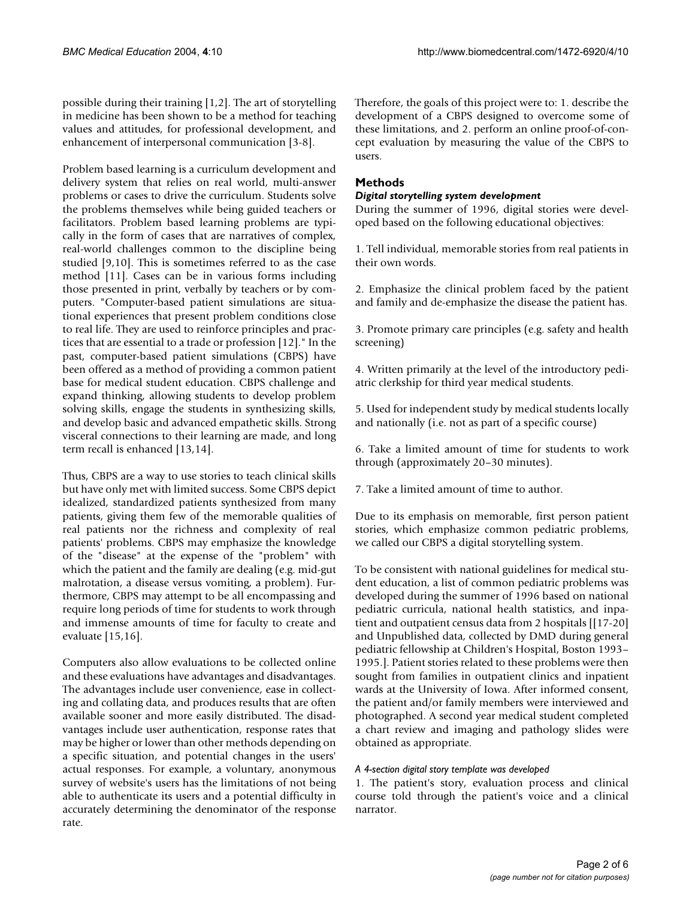possible during their training [1,2]. The art of storytelling in medicine has been shown to be a method for teaching values and attitudes, for professional development, and enhancement of interpersonal communication [3-8].

Problem based learning is a curriculum development and delivery system that relies on real world, multi-answer problems or cases to drive the curriculum. Students solve the problems themselves while being guided teachers or facilitators. Problem based learning problems are typically in the form of cases that are narratives of complex, real-world challenges common to the discipline being studied [9,10]. This is sometimes referred to as the case method [11]. Cases can be in various forms including those presented in print, verbally by teachers or by computers. "Computer-based patient simulations are situational experiences that present problem conditions close to real life. They are used to reinforce principles and practices that are essential to a trade or profession [12]." In the past, computer-based patient simulations (CBPS) have been offered as a method of providing a common patient base for medical student education. CBPS challenge and expand thinking, allowing students to develop problem solving skills, engage the students in synthesizing skills, and develop basic and advanced empathetic skills. Strong visceral connections to their learning are made, and long term recall is enhanced [13,14].

Thus, CBPS are a way to use stories to teach clinical skills but have only met with limited success. Some CBPS depict idealized, standardized patients synthesized from many patients, giving them few of the memorable qualities of real patients nor the richness and complexity of real patients' problems. CBPS may emphasize the knowledge of the "disease" at the expense of the "problem" with which the patient and the family are dealing (e.g. mid-gut malrotation, a disease versus vomiting, a problem). Furthermore, CBPS may attempt to be all encompassing and require long periods of time for students to work through and immense amounts of time for faculty to create and evaluate [15,16].

Computers also allow evaluations to be collected online and these evaluations have advantages and disadvantages. The advantages include user convenience, ease in collecting and collating data, and produces results that are often available sooner and more easily distributed. The disadvantages include user authentication, response rates that may be higher or lower than other methods depending on a specific situation, and potential changes in the users' actual responses. For example, a voluntary, anonymous survey of website's users has the limitations of not being able to authenticate its users and a potential difficulty in accurately determining the denominator of the response rate.

Therefore, the goals of this project were to: 1. describe the development of a CBPS designed to overcome some of these limitations, and 2. perform an online proof-of-concept evaluation by measuring the value of the CBPS to users.

## Methods

### *Digital storytelling system development*

During the summer of 1996, digital stories were developed based on the following educational objectives:

1. Tell individual, memorable stories from real patients in their own words.

2. Emphasize the clinical problem faced by the patient and family and de-emphasize the disease the patient has.

3. Promote primary care principles (e.g. safety and health screening)

4. Written primarily at the level of the introductory pediatric clerkship for third year medical students.

5. Used for independent study by medical students locally and nationally (i.e. not as part of a specific course)

6. Take a limited amount of time for students to work through (approximately 20–30 minutes).

7. Take a limited amount of time to author.

Due to its emphasis on memorable, first person patient stories, which emphasize common pediatric problems, we called our CBPS a digital storytelling system.

To be consistent with national guidelines for medical student education, a list of common pediatric problems was developed during the summer of 1996 based on national pediatric curricula, national health statistics, and inpatient and outpatient census data from 2 hospitals [[17-20] and Unpublished data, collected by DMD during general pediatric fellowship at Children's Hospital, Boston 1993–1995.]. Patient stories related to these problems were then sought from families in outpatient clinics and inpatient wards at the University of Iowa. After informed consent, the patient and/or family members were interviewed and photographed. A second year medical student completed a chart review and imaging and pathology slides were obtained as appropriate.

#### *A 4-section digital story template was developed*

1. The patient's story, evaluation process and clinical course told through the patient's voice and a clinical narrator.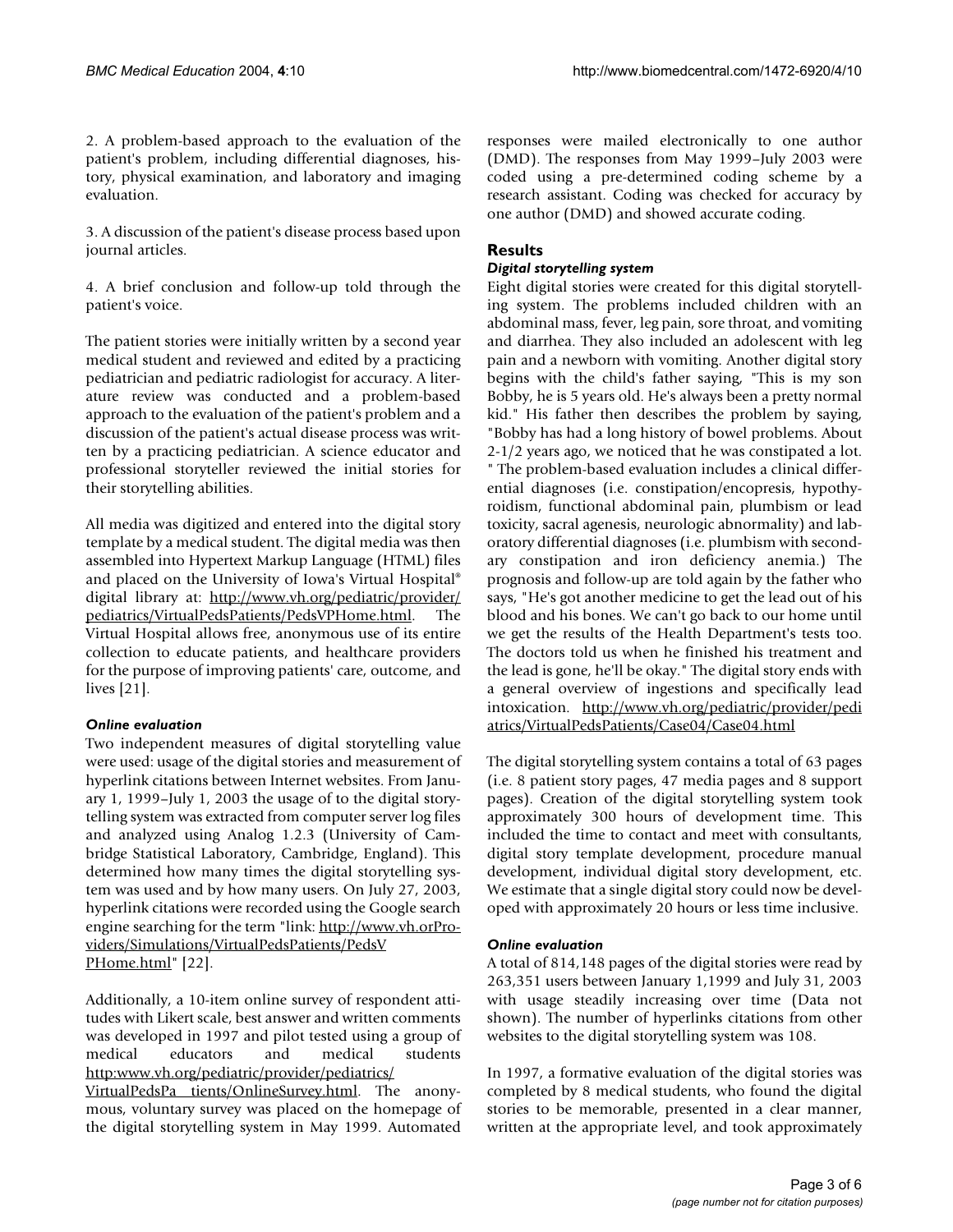2. A problem-based approach to the evaluation of the patient's problem, including differential diagnoses, history, physical examination, and laboratory and imaging evaluation.

3. A discussion of the patient's disease process based upon journal articles.

4. A brief conclusion and follow-up told through the patient's voice.

The patient stories were initially written by a second year medical student and reviewed and edited by a practicing pediatrician and pediatric radiologist for accuracy. A literature review was conducted and a problem-based approach to the evaluation of the patient's problem and a discussion of the patient's actual disease process was written by a practicing pediatrician. A science educator and professional storyteller reviewed the initial stories for their storytelling abilities.

All media was digitized and entered into the digital story template by a medical student. The digital media was then assembled into Hypertext Markup Language (HTML) files and placed on the University of Iowa's Virtual Hospital® digital library at: http://www.vh.org/pediatric/provider/pediatrics/VirtualPedsPatients/PedsVPHome.html. The Virtual Hospital allows free, anonymous use of its entire collection to educate patients, and healthcare providers for the purpose of improving patients' care, outcome, and lives [21].

### *Online evaluation*

Two independent measures of digital storytelling value were used: usage of the digital stories and measurement of hyperlink citations between Internet websites. From January 1, 1999–July 1, 2003 the usage of to the digital storytelling system was extracted from computer server log files and analyzed using Analog 1.2.3 (University of Cambridge Statistical Laboratory, Cambridge, England). This determined how many times the digital storytelling system was used and by how many users. On July 27, 2003, hyperlink citations were recorded using the Google search engine searching for the term "link: http://www.vh.orProviders/Simulations/VirtualPedsPatients/PedsVPHome.html" [22].

Additionally, a 10-item online survey of respondent attitudes with Likert scale, best answer and written comments was developed in 1997 and pilot tested using a group of medical educators and medical students http:www.vh.org/pediatric/provider/pediatrics/VirtualPedsPa tients/OnlineSurvey.html. The anonymous, voluntary survey was placed on the homepage of the digital storytelling system in May 1999. Automated responses were mailed electronically to one author (DMD). The responses from May 1999–July 2003 were coded using a pre-determined coding scheme by a research assistant. Coding was checked for accuracy by one author (DMD) and showed accurate coding.

## Results

### *Digital storytelling system*

Eight digital stories were created for this digital storytelling system. The problems included children with an abdominal mass, fever, leg pain, sore throat, and vomiting and diarrhea. They also included an adolescent with leg pain and a newborn with vomiting. Another digital story begins with the child's father saying, "This is my son Bobby, he is 5 years old. He's always been a pretty normal kid." His father then describes the problem by saying, "Bobby has had a long history of bowel problems. About 2-1/2 years ago, we noticed that he was constipated a lot. " The problem-based evaluation includes a clinical differential diagnoses (i.e. constipation/encopresis, hypothyroidism, functional abdominal pain, plumbism or lead toxicity, sacral agenesis, neurologic abnormality) and laboratory differential diagnoses (i.e. plumbism with secondary constipation and iron deficiency anemia.) The prognosis and follow-up are told again by the father who says, "He's got another medicine to get the lead out of his blood and his bones. We can't go back to our home until we get the results of the Health Department's tests too. The doctors told us when he finished his treatment and the lead is gone, he'll be okay." The digital story ends with a general overview of ingestions and specifically lead intoxication. http://www.vh.org/pediatric/provider/pediatrics/VirtualPedsPatients/Case04/Case04.html

The digital storytelling system contains a total of 63 pages (i.e. 8 patient story pages, 47 media pages and 8 support pages). Creation of the digital storytelling system took approximately 300 hours of development time. This included the time to contact and meet with consultants, digital story template development, procedure manual development, individual digital story development, etc. We estimate that a single digital story could now be developed with approximately 20 hours or less time inclusive.

### *Online evaluation*

A total of 814,148 pages of the digital stories were read by 263,351 users between January 1,1999 and July 31, 2003 with usage steadily increasing over time (Data not shown). The number of hyperlinks citations from other websites to the digital storytelling system was 108.

In 1997, a formative evaluation of the digital stories was completed by 8 medical students, who found the digital stories to be memorable, presented in a clear manner, written at the appropriate level, and took approximately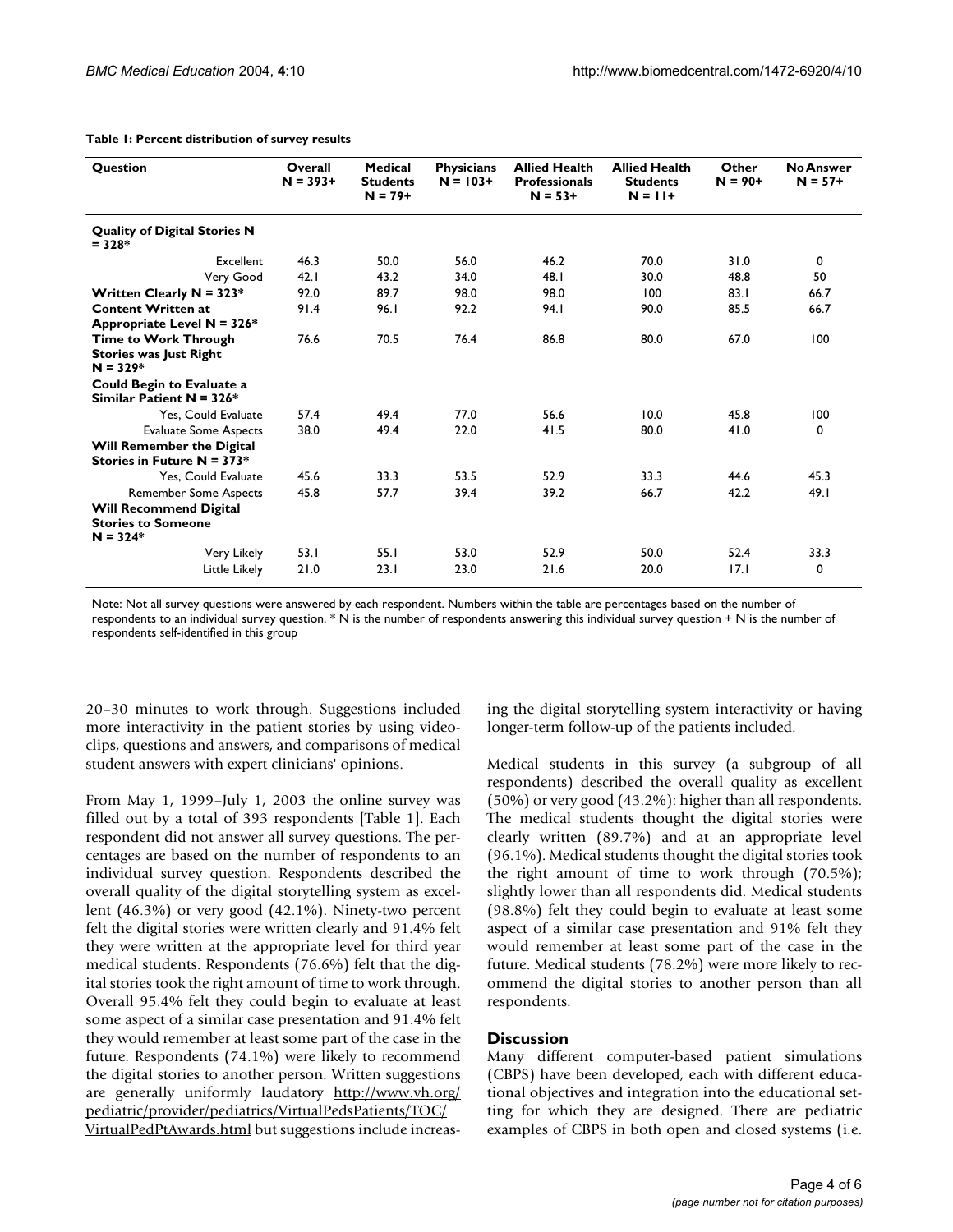**Table 1: Percent distribution of survey results**

| Question | Overall N = 393+ | Medical Students N = 79+ | Physicians N = 103+ | Allied Health Professionals N = 53+ | Allied Health Students N = 11+ | Other N = 90+ | No Answer N = 57+ |
|---|---|---|---|---|---|---|---|
| **Quality of Digital Stories N = 328*** | | | | | | | |
| Excellent | 46.3 | 50.0 | 56.0 | 46.2 | 70.0 | 31.0 | 0 |
| Very Good | 42.1 | 43.2 | 34.0 | 48.1 | 30.0 | 48.8 | 50 |
| **Written Clearly N = 323*** | 92.0 | 89.7 | 98.0 | 98.0 | 100 | 83.1 | 66.7 |
| **Content Written at Appropriate Level N = 326*** | 91.4 | 96.1 | 92.2 | 94.1 | 90.0 | 85.5 | 66.7 |
| **Time to Work Through Stories was Just Right N = 329*** | 76.6 | 70.5 | 76.4 | 86.8 | 80.0 | 67.0 | 100 |
| **Could Begin to Evaluate a Similar Patient N = 326*** | | | | | | | |
| Yes, Could Evaluate | 57.4 | 49.4 | 77.0 | 56.6 | 10.0 | 45.8 | 100 |
| Evaluate Some Aspects | 38.0 | 49.4 | 22.0 | 41.5 | 80.0 | 41.0 | 0 |
| **Will Remember the Digital Stories in Future N = 373*** | | | | | | | |
| Yes, Could Evaluate | 45.6 | 33.3 | 53.5 | 52.9 | 33.3 | 44.6 | 45.3 |
| Remember Some Aspects | 45.8 | 57.7 | 39.4 | 39.2 | 66.7 | 42.2 | 49.1 |
| **Will Recommend Digital Stories to Someone N = 324*** | | | | | | | |
| Very Likely | 53.1 | 55.1 | 53.0 | 52.9 | 50.0 | 52.4 | 33.3 |
| Little Likely | 21.0 | 23.1 | 23.0 | 21.6 | 20.0 | 17.1 | 0 |

Note: Not all survey questions were answered by each respondent. Numbers within the table are percentages based on the number of respondents to an individual survey question. * N is the number of respondents answering this individual survey question + N is the number of respondents self-identified in this group

20–30 minutes to work through. Suggestions included more interactivity in the patient stories by using video-clips, questions and answers, and comparisons of medical student answers with expert clinicians' opinions.

From May 1, 1999–July 1, 2003 the online survey was filled out by a total of 393 respondents [Table 1]. Each respondent did not answer all survey questions. The percentages are based on the number of respondents to an individual survey question. Respondents described the overall quality of the digital storytelling system as excellent (46.3%) or very good (42.1%). Ninety-two percent felt the digital stories were written clearly and 91.4% felt they were written at the appropriate level for third year medical students. Respondents (76.6%) felt that the digital stories took the right amount of time to work through. Overall 95.4% felt they could begin to evaluate at least some aspect of a similar case presentation and 91.4% felt they would remember at least some part of the case in the future. Respondents (74.1%) were likely to recommend the digital stories to another person. Written suggestions are generally uniformly laudatory http://www.vh.org/pediatric/provider/pediatrics/VirtualPedsPatients/TOC/VirtualPedPtAwards.html but suggestions include increasing the digital storytelling system interactivity or having longer-term follow-up of the patients included.

Medical students in this survey (a subgroup of all respondents) described the overall quality as excellent (50%) or very good (43.2%): higher than all respondents. The medical students thought the digital stories were clearly written (89.7%) and at an appropriate level (96.1%). Medical students thought the digital stories took the right amount of time to work through (70.5%); slightly lower than all respondents did. Medical students (98.8%) felt they could begin to evaluate at least some aspect of a similar case presentation and 91% felt they would remember at least some part of the case in the future. Medical students (78.2%) were more likely to recommend the digital stories to another person than all respondents.

## Discussion

Many different computer-based patient simulations (CBPS) have been developed, each with different educational objectives and integration into the educational setting for which they are designed. There are pediatric examples of CBPS in both open and closed systems (i.e.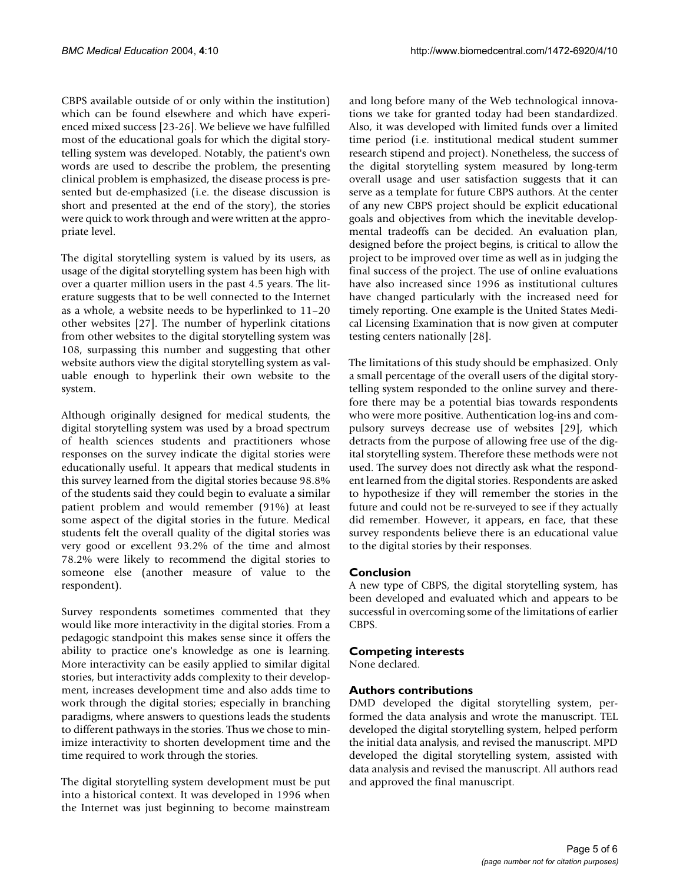CBPS available outside of or only within the institution) which can be found elsewhere and which have experienced mixed success [23-26]. We believe we have fulfilled most of the educational goals for which the digital storytelling system was developed. Notably, the patient's own words are used to describe the problem, the presenting clinical problem is emphasized, the disease process is presented but de-emphasized (i.e. the disease discussion is short and presented at the end of the story), the stories were quick to work through and were written at the appropriate level.

The digital storytelling system is valued by its users, as usage of the digital storytelling system has been high with over a quarter million users in the past 4.5 years. The literature suggests that to be well connected to the Internet as a whole, a website needs to be hyperlinked to 11–20 other websites [27]. The number of hyperlink citations from other websites to the digital storytelling system was 108, surpassing this number and suggesting that other website authors view the digital storytelling system as valuable enough to hyperlink their own website to the system.

Although originally designed for medical students, the digital storytelling system was used by a broad spectrum of health sciences students and practitioners whose responses on the survey indicate the digital stories were educationally useful. It appears that medical students in this survey learned from the digital stories because 98.8% of the students said they could begin to evaluate a similar patient problem and would remember (91%) at least some aspect of the digital stories in the future. Medical students felt the overall quality of the digital stories was very good or excellent 93.2% of the time and almost 78.2% were likely to recommend the digital stories to someone else (another measure of value to the respondent).

Survey respondents sometimes commented that they would like more interactivity in the digital stories. From a pedagogic standpoint this makes sense since it offers the ability to practice one's knowledge as one is learning. More interactivity can be easily applied to similar digital stories, but interactivity adds complexity to their development, increases development time and also adds time to work through the digital stories; especially in branching paradigms, where answers to questions leads the students to different pathways in the stories. Thus we chose to minimize interactivity to shorten development time and the time required to work through the stories.

The digital storytelling system development must be put into a historical context. It was developed in 1996 when the Internet was just beginning to become mainstream and long before many of the Web technological innovations we take for granted today had been standardized. Also, it was developed with limited funds over a limited time period (i.e. institutional medical student summer research stipend and project). Nonetheless, the success of the digital storytelling system measured by long-term overall usage and user satisfaction suggests that it can serve as a template for future CBPS authors. At the center of any new CBPS project should be explicit educational goals and objectives from which the inevitable developmental tradeoffs can be decided. An evaluation plan, designed before the project begins, is critical to allow the project to be improved over time as well as in judging the final success of the project. The use of online evaluations have also increased since 1996 as institutional cultures have changed particularly with the increased need for timely reporting. One example is the United States Medical Licensing Examination that is now given at computer testing centers nationally [28].

The limitations of this study should be emphasized. Only a small percentage of the overall users of the digital storytelling system responded to the online survey and therefore there may be a potential bias towards respondents who were more positive. Authentication log-ins and compulsory surveys decrease use of websites [29], which detracts from the purpose of allowing free use of the digital storytelling system. Therefore these methods were not used. The survey does not directly ask what the respondent learned from the digital stories. Respondents are asked to hypothesize if they will remember the stories in the future and could not be re-surveyed to see if they actually did remember. However, it appears, en face, that these survey respondents believe there is an educational value to the digital stories by their responses.

## Conclusion

A new type of CBPS, the digital storytelling system, has been developed and evaluated which and appears to be successful in overcoming some of the limitations of earlier CBPS.

## Competing interests

None declared.

## Authors contributions

DMD developed the digital storytelling system, performed the data analysis and wrote the manuscript. TEL developed the digital storytelling system, helped perform the initial data analysis, and revised the manuscript. MPD developed the digital storytelling system, assisted with data analysis and revised the manuscript. All authors read and approved the final manuscript.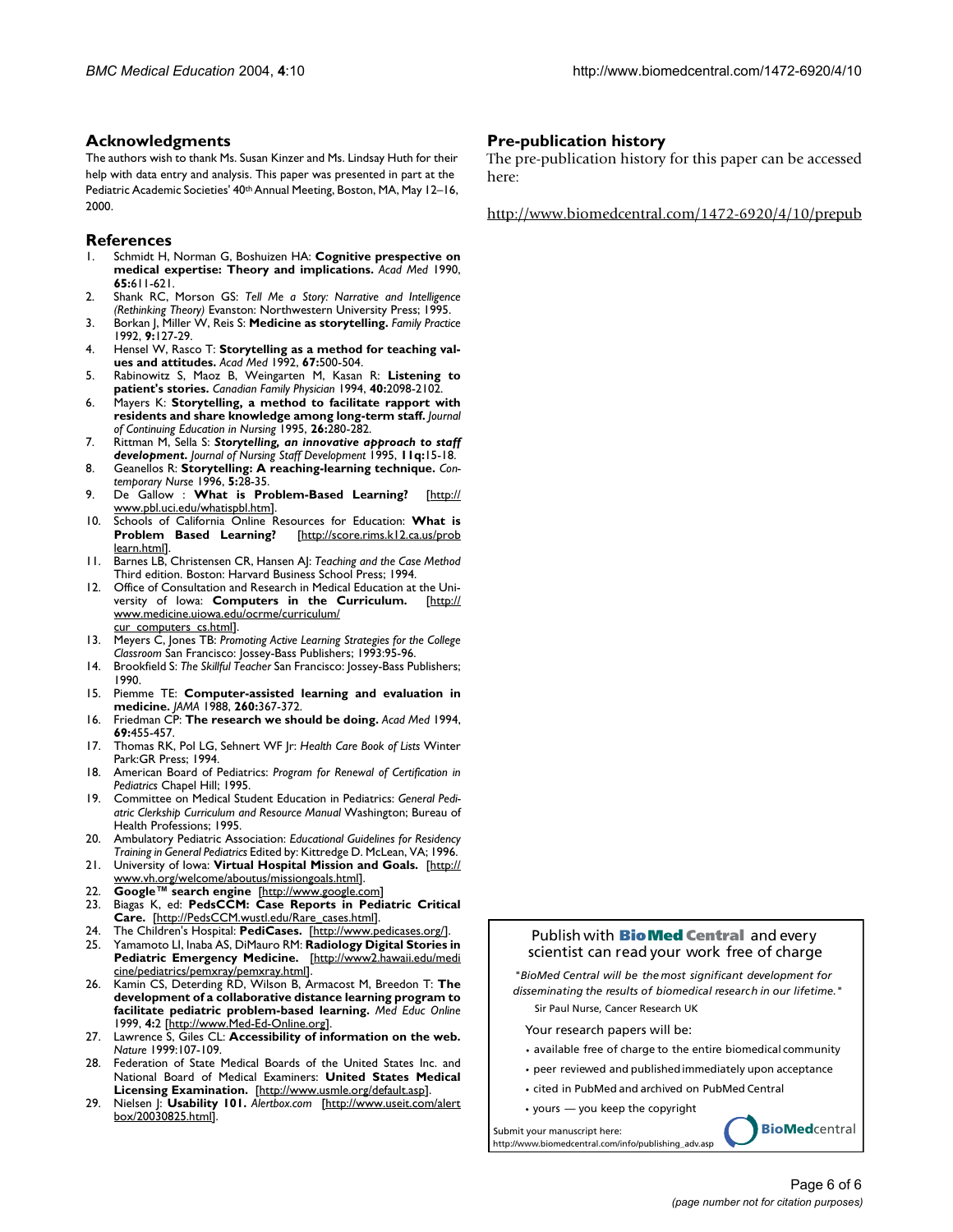## Acknowledgments

The authors wish to thank Ms. Susan Kinzer and Ms. Lindsay Huth for their help with data entry and analysis. This paper was presented in part at the Pediatric Academic Societies' 40th Annual Meeting, Boston, MA, May 12–16, 2000.

## References

1. Schmidt H, Norman G, Boshuizen HA: **Cognitive prespective on medical expertise: Theory and implications.** *Acad Med* 1990, **65:**611-621.
2. Shank RC, Morson GS: *Tell Me a Story: Narrative and Intelligence (Rethinking Theory)* Evanston: Northwestern University Press; 1995.
3. Borkan J, Miller W, Reis S: **Medicine as storytelling.** *Family Practice* 1992, **9:**127-29.
4. Hensel W, Rasco T: **Storytelling as a method for teaching values and attitudes.** *Acad Med* 1992, **67:**500-504.
5. Rabinowitz S, Maoz B, Weingarten M, Kasan R: **Listening to patient's stories.** *Canadian Family Physician* 1994, **40:**2098-2102.
6. Mayers K: **Storytelling, a method to facilitate rapport with residents and share knowledge among long-term staff.** *Journal of Continuing Education in Nursing* 1995, **26:**280-282.
7. Rittman M, Sella S: ***Storytelling, an innovative approach to staff development.*** *Journal of Nursing Staff Development* 1995, **11q:**15-18.
8. Geanellos R: **Storytelling: A reaching-learning technique.** *Contemporary Nurse* 1996, **5:**28-35.
9. De Gallow : **What is Problem-Based Learning?** [http://www.pbl.uci.edu/whatispbl.htm].
10. Schools of California Online Resources for Education: **What is Problem Based Learning?** [http://score.rims.k12.ca.us/problearn.html].
11. Barnes LB, Christensen CR, Hansen AJ: *Teaching and the Case Method* Third edition. Boston: Harvard Business School Press; 1994.
12. Office of Consultation and Research in Medical Education at the University of Iowa: **Computers in the Curriculum.** [http://www.medicine.uiowa.edu/ocrme/curriculum/cur_computers_cs.html].
13. Meyers C, Jones TB: *Promoting Active Learning Strategies for the College Classroom* San Francisco: Jossey-Bass Publishers; 1993:95-96.
14. Brookfield S: *The Skillful Teacher* San Francisco: Jossey-Bass Publishers; 1990.
15. Piemme TE: **Computer-assisted learning and evaluation in medicine.** *JAMA* 1988, **260:**367-372.
16. Friedman CP: **The research we should be doing.** *Acad Med* 1994, **69:**455-457.
17. Thomas RK, Pol LG, Sehnert WF Jr: *Health Care Book of Lists* Winter Park:GR Press; 1994.
18. American Board of Pediatrics: *Program for Renewal of Certification in Pediatrics* Chapel Hill; 1995.
19. Committee on Medical Student Education in Pediatrics: *General Pediatric Clerkship Curriculum and Resource Manual* Washington; Bureau of Health Professions; 1995.
20. Ambulatory Pediatric Association: *Educational Guidelines for Residency Training in General Pediatrics* Edited by: Kittredge D. McLean, VA; 1996.
21. University of Iowa: **Virtual Hospital Mission and Goals.** [http://www.vh.org/welcome/aboutus/missiongoals.html].
22. **Google™ search engine** [http://www.google.com]
23. Biagas K, ed: **PedsCCM: Case Reports in Pediatric Critical Care.** [http://PedsCCM.wustl.edu/Rare_cases.html].
24. The Children's Hospital: **PediCases.** [http://www.pedicases.org/].
25. Yamamoto LI, Inaba AS, DiMauro RM: **Radiology Digital Stories in Pediatric Emergency Medicine.** [http://www2.hawaii.edu/medicine/pediatrics/pemxray/pemxray.html].
26. Kamin CS, Deterding RD, Wilson B, Armacost M, Breedon T: **The development of a collaborative distance learning program to facilitate pediatric problem-based learning.** *Med Educ Online* 1999, **4:**2 [http://www.Med-Ed-Online.org].
27. Lawrence S, Giles CL: **Accessibility of information on the web.** *Nature* 1999:107-109.
28. Federation of State Medical Boards of the United States Inc. and National Board of Medical Examiners: **United States Medical Licensing Examination.** [http://www.usmle.org/default.asp].
29. Nielsen J: **Usability 101.** *Alertbox.com* [http://www.useit.com/alertbox/20030825.html].

## Pre-publication history

The pre-publication history for this paper can be accessed here:

http://www.biomedcentral.com/1472-6920/4/10/prepub

Publish with **BioMed Central** and every scientist can read your work free of charge

*"BioMed Central will be the most significant development for disseminating the results of biomedical research in our lifetime."*

Sir Paul Nurse, Cancer Research UK

Your research papers will be:

- available free of charge to the entire biomedical community
- peer reviewed and published immediately upon acceptance
- cited in PubMed and archived on PubMed Central
- yours — you keep the copyright

Submit your manuscript here:
http://www.biomedcentral.com/info/publishing_adv.asp

BioMedcentral